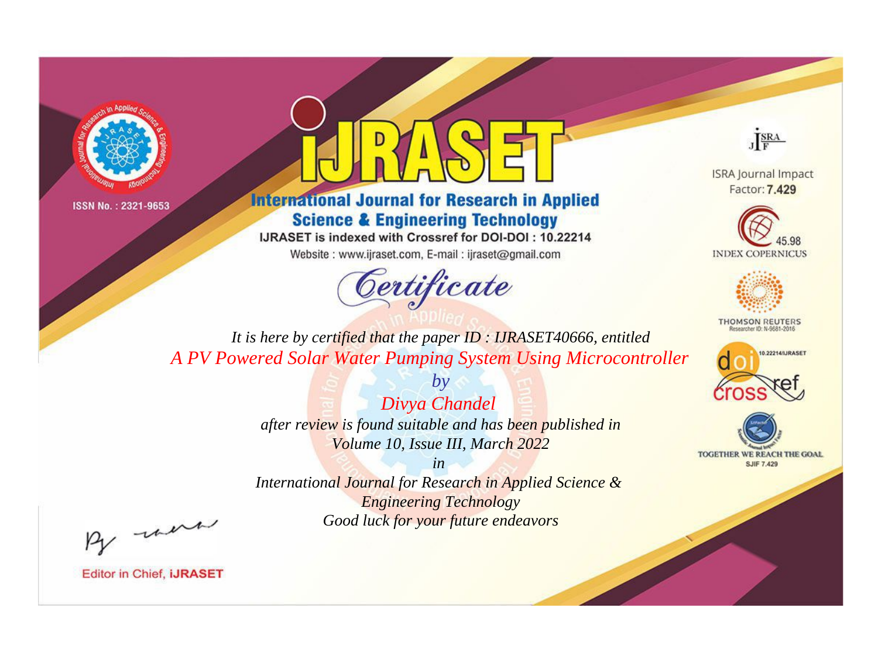ISSN No. : 2321-9653

# iJRASET

## International Journal for Research in Applied Science & Engineering Technology

IJRASET is indexed with Crossref for DOI-DOI : 10.22214

Website : www.ijraset.com, E-mail : ijraset@gmail.com

ISRA Journal Impact Factor: **7.429**

45.98 INDEX COPERNICUS

THOMSON REUTERS Researcher ID: N-9681-2016

10.22214/IJRASET

TOGETHER WE REACH THE GOAL SJIF 7.429

# *Certificate*

*It is here by certified that the paper ID : IJRASET40666, entitled*

*A PV Powered Solar Water Pumping System Using Microcontroller*

*by*

*Divya Chandel*

*after review is found suitable and has been published in*

*Volume 10, Issue III, March 2022*

*in*

*International Journal for Research in Applied Science & Engineering Technology*

*Good luck for your future endeavors*

Editor in Chief, **iJRASET**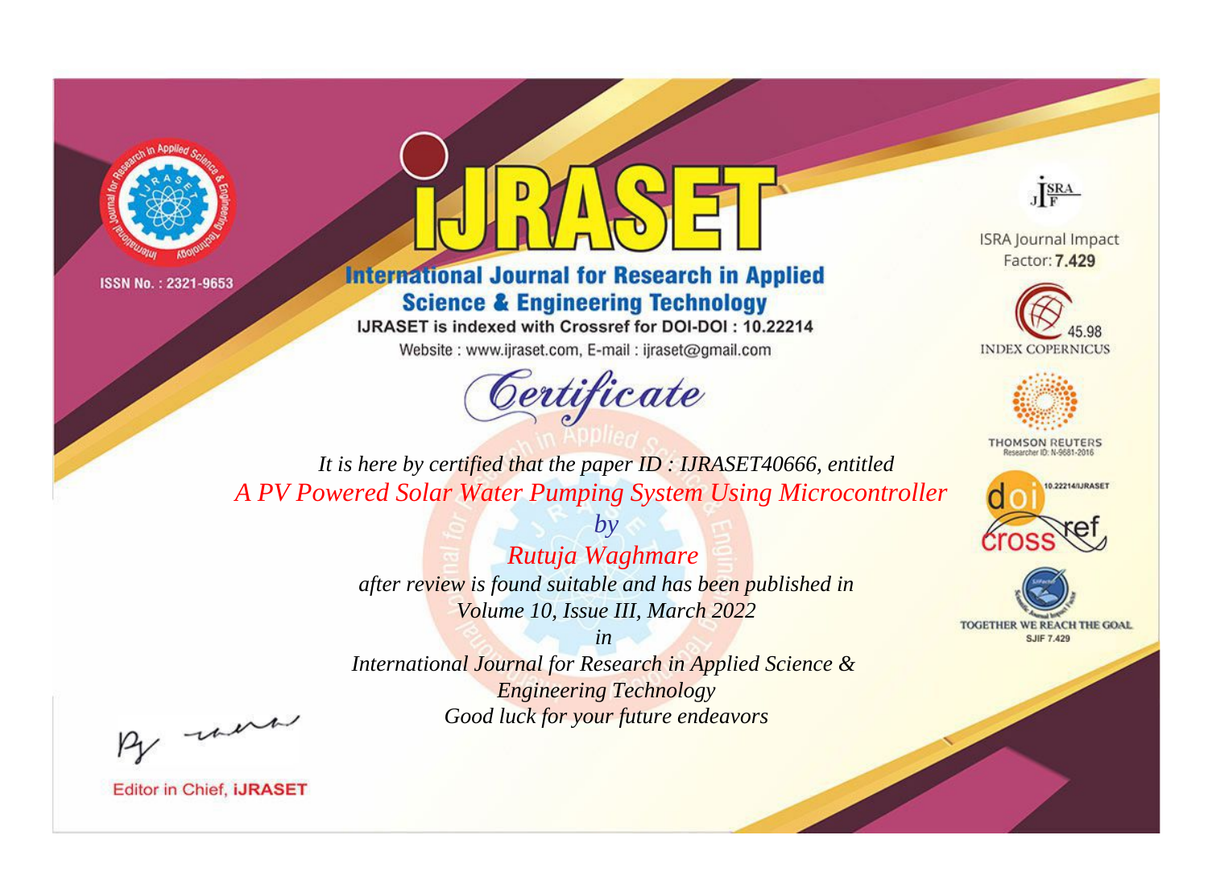ISSN No. : 2321-9653

# IJRASET

## International Journal for Research in Applied Science & Engineering Technology

IJRASET is indexed with Crossref for DOI-DOI : 10.22214

Website : www.ijraset.com, E-mail : ijraset@gmail.com

ISRA Journal Impact Factor: **7.429**

45.98 INDEX COPERNICUS

THOMSON REUTERS Researcher ID: N-9681-2016

10.22214/IJRASET

TOGETHER WE REACH THE GOAL SJIF 7.429

*Certificate*

*It is here by certified that the paper ID : IJRASET40666, entitled*

*A PV Powered Solar Water Pumping System Using Microcontroller*

*by*

*Rutuja Waghmare*

*after review is found suitable and has been published in*

*Volume 10, Issue III, March 2022*

*in*

*International Journal for Research in Applied Science & Engineering Technology*

*Good luck for your future endeavors*

Editor in Chief, **IJRASET**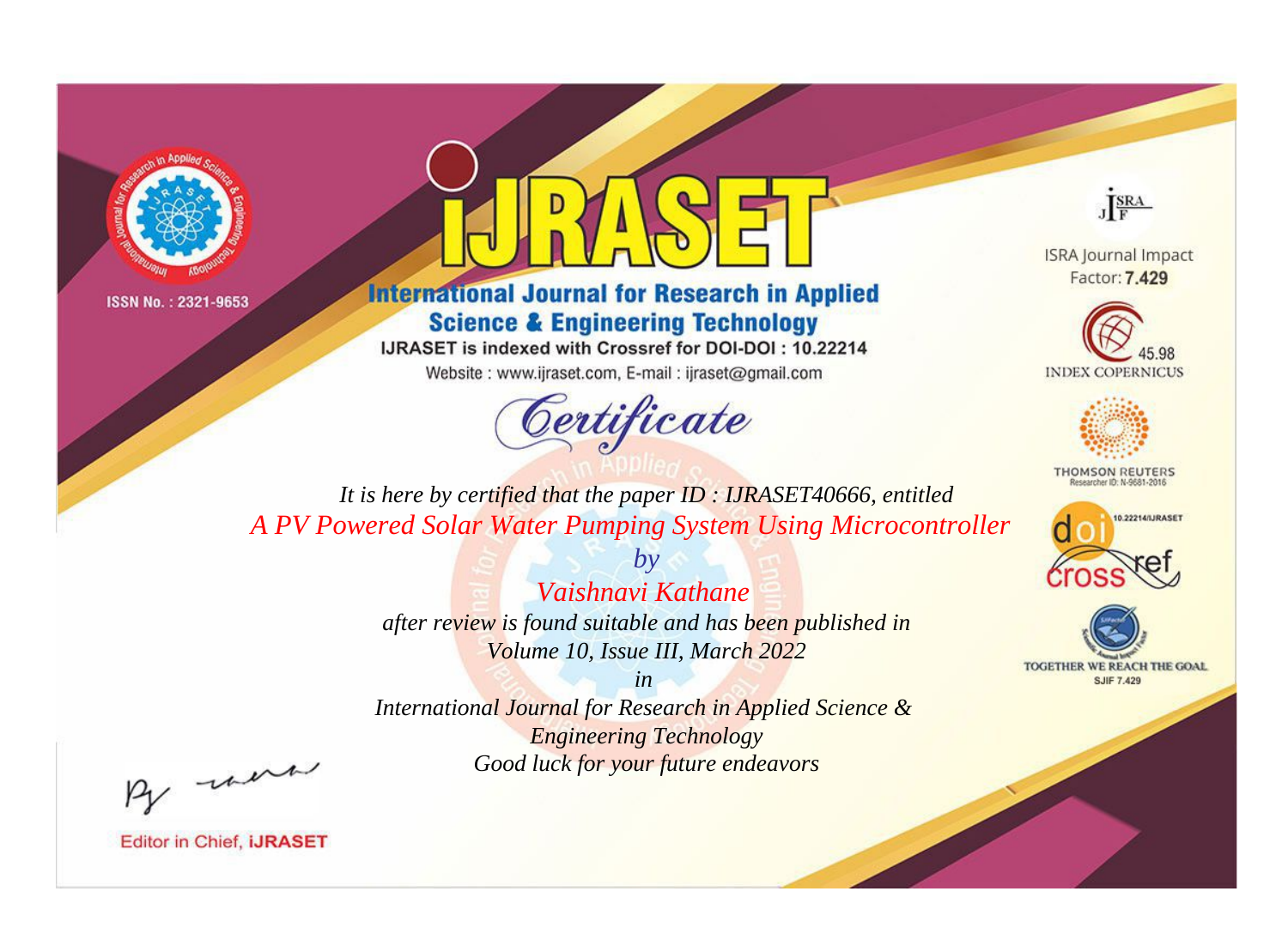ISSN No. : 2321-9653

# iJRASET

## International Journal for Research in Applied Science & Engineering Technology

IJRASET is indexed with Crossref for DOI-DOI : 10.22214

Website : www.ijraset.com, E-mail : ijraset@gmail.com

ISRA Journal Impact Factor: **7.429**

45.98 INDEX COPERNICUS

THOMSON REUTERS Researcher ID: N-9681-2016

10.22214/IJRASET

TOGETHER WE REACH THE GOAL SJIF 7.429

## *Certificate*

*It is here by certified that the paper ID : IJRASET40666, entitled*

*A PV Powered Solar Water Pumping System Using Microcontroller*

*by*

*Vaishnavi Kathane*

*after review is found suitable and has been published in*

*Volume 10, Issue III, March 2022*

*in*

*International Journal for Research in Applied Science & Engineering Technology*

*Good luck for your future endeavors*

Editor in Chief, **iJRASET**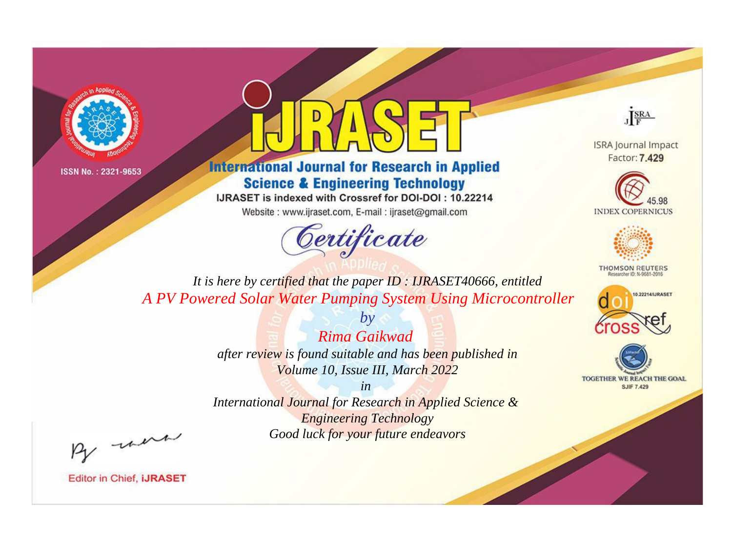ISSN No. : 2321-9653

# IJRASET

## International Journal for Research in Applied Science & Engineering Technology

IJRASET is indexed with Crossref for DOI-DOI : 10.22214

Website : www.ijraset.com, E-mail : ijraset@gmail.com

ISRA Journal Impact Factor: **7.429**

45.98 INDEX COPERNICUS

THOMSON REUTERS Researcher ID: N-9681-2016

10.22214/IJRASET

TOGETHER WE REACH THE GOAL SJIF 7.429

*Certificate*

*It is here by certified that the paper ID : IJRASET40666, entitled*

*A PV Powered Solar Water Pumping System Using Microcontroller*

*by*

*Rima Gaikwad*

*after review is found suitable and has been published in*

*Volume 10, Issue III, March 2022*

*in*

*International Journal for Research in Applied Science & Engineering Technology*

*Good luck for your future endeavors*

Editor in Chief, **IJRASET**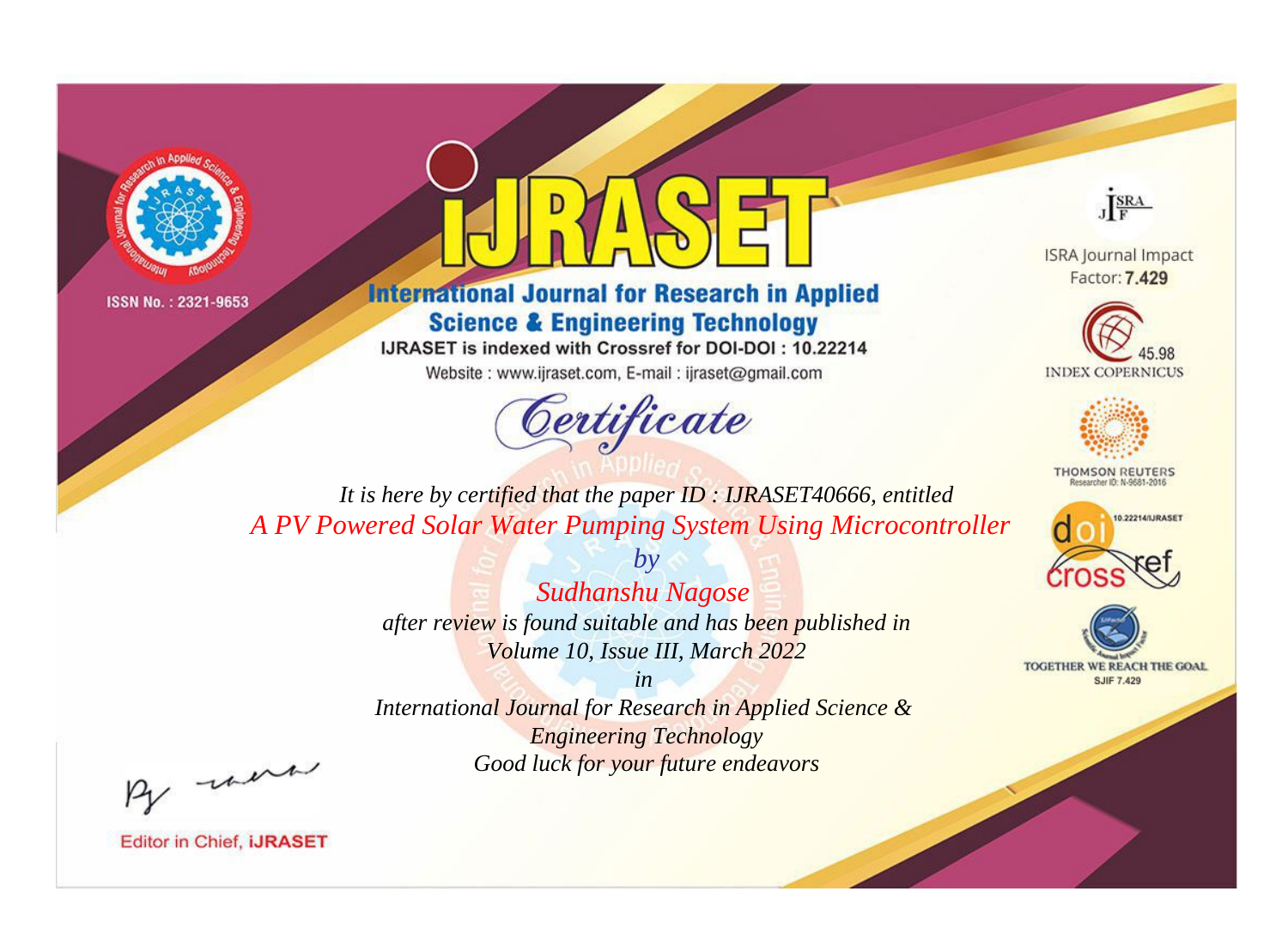ISSN No. : 2321-9653

# International Journal for Research in Applied Science & Engineering Technology

IJRASET is indexed with Crossref for DOI-DOI : 10.22214

Website : www.ijraset.com, E-mail : ijraset@gmail.com

## Certificate

*It is here by certified that the paper ID : IJRASET40666, entitled*

*A PV Powered Solar Water Pumping System Using Microcontroller*

*by*

*Sudhanshu Nagose*

*after review is found suitable and has been published in*

*Volume 10, Issue III, March 2022*

*in*

*International Journal for Research in Applied Science & Engineering Technology*

*Good luck for your future endeavors*

ISRA Journal Impact Factor: **7.429**

45.98 INDEX COPERNICUS

THOMSON REUTERS Researcher ID: N-9681-2016

10.22214/IJRASET

TOGETHER WE REACH THE GOAL SJIF 7.429

Editor in Chief, **iJRASET**